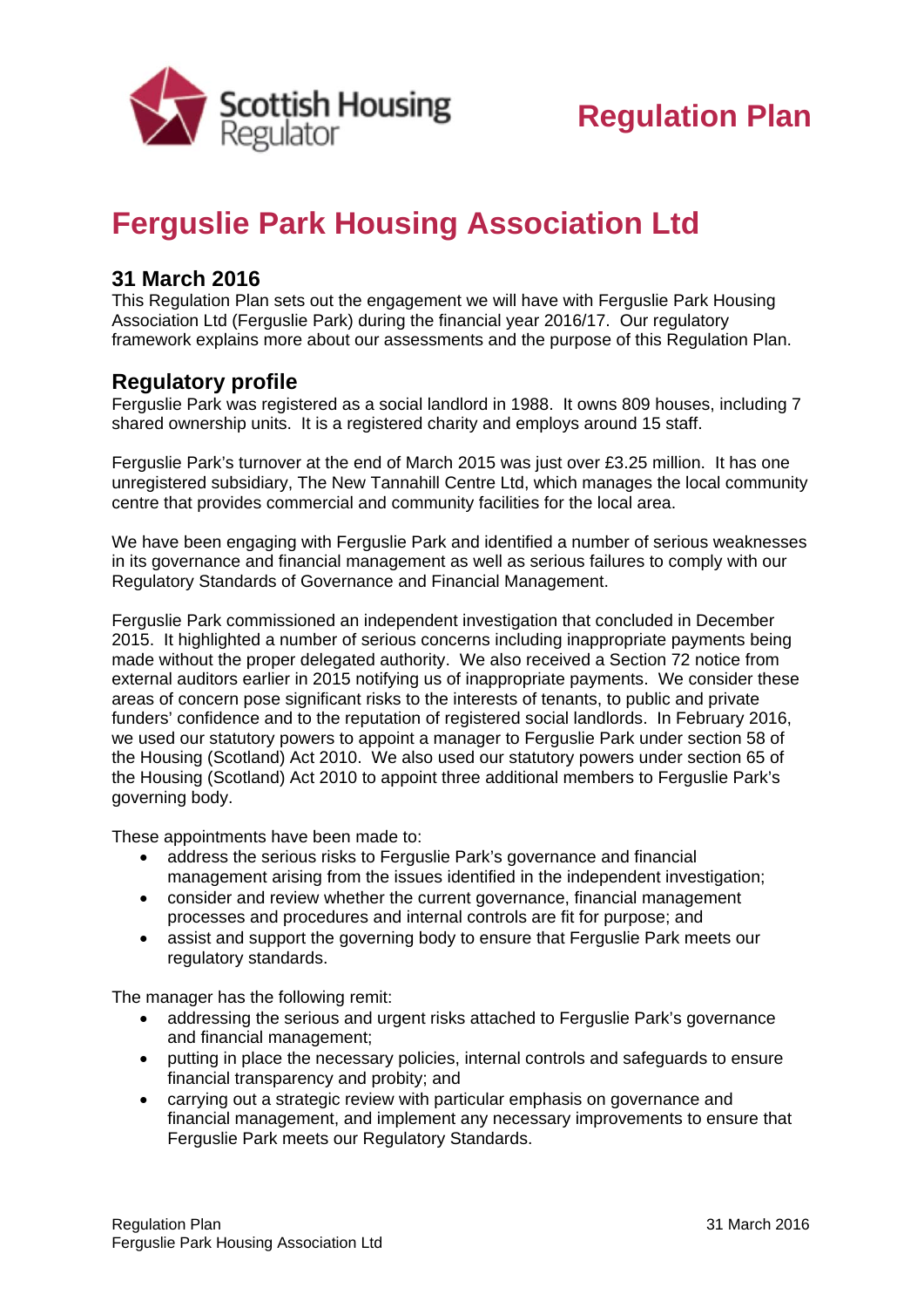Scottish Housing Regulator

# Regulation Plan

# Ferguslie Park Housing Association Ltd

## 31 March 2016

This Regulation Plan sets out the engagement we will have with Ferguslie Park Housing Association Ltd (Ferguslie Park) during the financial year 2016/17. Our regulatory framework explains more about our assessments and the purpose of this Regulation Plan.

## Regulatory profile

Ferguslie Park was registered as a social landlord in 1988. It owns 809 houses, including 7 shared ownership units. It is a registered charity and employs around 15 staff.

Ferguslie Park's turnover at the end of March 2015 was just over £3.25 million. It has one unregistered subsidiary, The New Tannahill Centre Ltd, which manages the local community centre that provides commercial and community facilities for the local area.

We have been engaging with Ferguslie Park and identified a number of serious weaknesses in its governance and financial management as well as serious failures to comply with our Regulatory Standards of Governance and Financial Management.

Ferguslie Park commissioned an independent investigation that concluded in December 2015. It highlighted a number of serious concerns including inappropriate payments being made without the proper delegated authority. We also received a Section 72 notice from external auditors earlier in 2015 notifying us of inappropriate payments. We consider these areas of concern pose significant risks to the interests of tenants, to public and private funders' confidence and to the reputation of registered social landlords. In February 2016, we used our statutory powers to appoint a manager to Ferguslie Park under section 58 of the Housing (Scotland) Act 2010. We also used our statutory powers under section 65 of the Housing (Scotland) Act 2010 to appoint three additional members to Ferguslie Park's governing body.

These appointments have been made to:

- address the serious risks to Ferguslie Park's governance and financial management arising from the issues identified in the independent investigation;
- consider and review whether the current governance, financial management processes and procedures and internal controls are fit for purpose; and
- assist and support the governing body to ensure that Ferguslie Park meets our regulatory standards.

The manager has the following remit:

- addressing the serious and urgent risks attached to Ferguslie Park's governance and financial management;
- putting in place the necessary policies, internal controls and safeguards to ensure financial transparency and probity; and
- carrying out a strategic review with particular emphasis on governance and financial management, and implement any necessary improvements to ensure that Ferguslie Park meets our Regulatory Standards.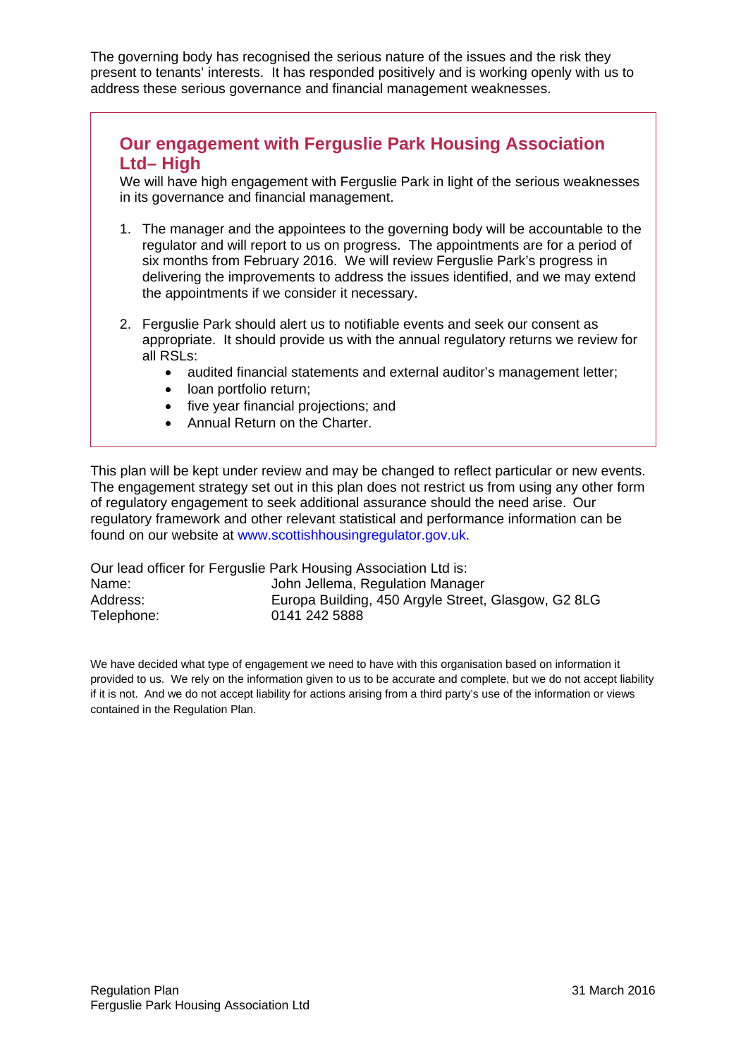The governing body has recognised the serious nature of the issues and the risk they present to tenants' interests. It has responded positively and is working openly with us to address these serious governance and financial management weaknesses.

## Our engagement with Ferguslie Park Housing Association Ltd– High

We will have high engagement with Ferguslie Park in light of the serious weaknesses in its governance and financial management.

1. The manager and the appointees to the governing body will be accountable to the regulator and will report to us on progress. The appointments are for a period of six months from February 2016. We will review Ferguslie Park's progress in delivering the improvements to address the issues identified, and we may extend the appointments if we consider it necessary.

2. Ferguslie Park should alert us to notifiable events and seek our consent as appropriate. It should provide us with the annual regulatory returns we review for all RSLs:
    - audited financial statements and external auditor's management letter;
    - loan portfolio return;
    - five year financial projections; and
    - Annual Return on the Charter.

This plan will be kept under review and may be changed to reflect particular or new events. The engagement strategy set out in this plan does not restrict us from using any other form of regulatory engagement to seek additional assurance should the need arise. Our regulatory framework and other relevant statistical and performance information can be found on our website at www.scottishhousingregulator.gov.uk.

Our lead officer for Ferguslie Park Housing Association Ltd is:

| | |
|---|---|
| Name: | John Jellema, Regulation Manager |
| Address: | Europa Building, 450 Argyle Street, Glasgow, G2 8LG |
| Telephone: | 0141 242 5888 |

We have decided what type of engagement we need to have with this organisation based on information it provided to us. We rely on the information given to us to be accurate and complete, but we do not accept liability if it is not. And we do not accept liability for actions arising from a third party's use of the information or views contained in the Regulation Plan.